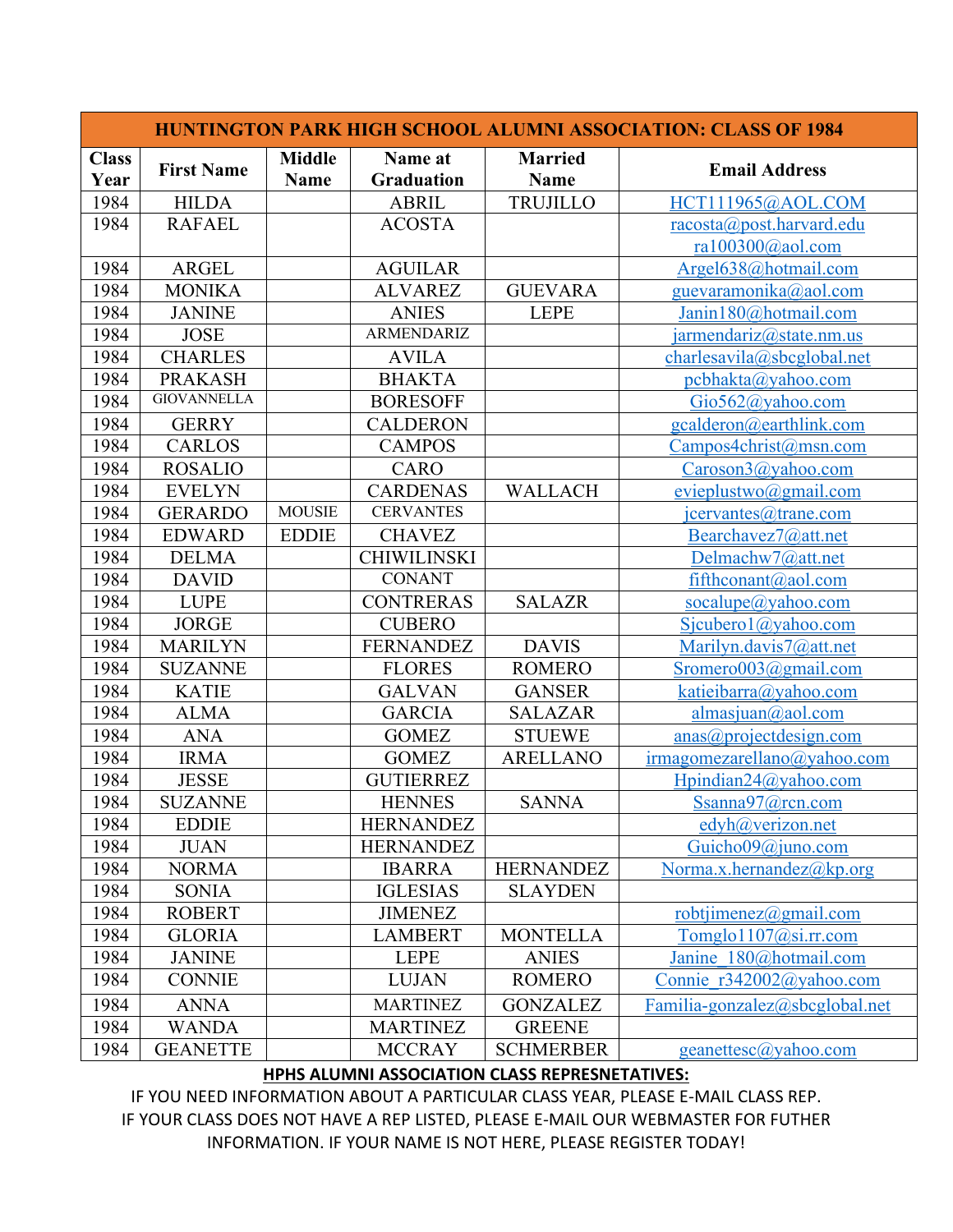| HUNTINGTON PARK HIGH SCHOOL ALUMNI ASSOCIATION: CLASS OF 1984 | | | | | |
|---|---|---|---|---|---|
| **Class Year** | **First Name** | **Middle Name** | **Name at Graduation** | **Married Name** | **Email Address** |
| 1984 | HILDA | | ABRIL | TRUJILLO | HCT111965@AOL.COM |
| 1984 | RAFAEL | | ACOSTA | | racosta@post.harvard.edu ra100300@aol.com |
| 1984 | ARGEL | | AGUILAR | | Argel638@hotmail.com |
| 1984 | MONIKA | | ALVAREZ | GUEVARA | guevaramonika@aol.com |
| 1984 | JANINE | | ANIES | LEPE | Janin180@hotmail.com |
| 1984 | JOSE | | ARMENDARIZ | | jarmendariz@state.nm.us |
| 1984 | CHARLES | | AVILA | | charlesavila@sbcglobal.net |
| 1984 | PRAKASH | | BHAKTA | | pcbhakta@yahoo.com |
| 1984 | GIOVANNELLA | | BORESOFF | | Gio562@yahoo.com |
| 1984 | GERRY | | CALDERON | | gcalderon@earthlink.com |
| 1984 | CARLOS | | CAMPOS | | Campos4christ@msn.com |
| 1984 | ROSALIO | | CARO | | Caroson3@yahoo.com |
| 1984 | EVELYN | | CARDENAS | WALLACH | evieplustwo@gmail.com |
| 1984 | GERARDO | MOUSIE | CERVANTES | | jcervantes@trane.com |
| 1984 | EDWARD | EDDIE | CHAVEZ | | Bearchavez7@att.net |
| 1984 | DELMA | | CHIWILINSKI | | Delmachw7@att.net |
| 1984 | DAVID | | CONANT | | fifthconant@aol.com |
| 1984 | LUPE | | CONTRERAS | SALAZR | socalupe@yahoo.com |
| 1984 | JORGE | | CUBERO | | Sjcubero1@yahoo.com |
| 1984 | MARILYN | | FERNANDEZ | DAVIS | Marilyn.davis7@att.net |
| 1984 | SUZANNE | | FLORES | ROMERO | Sromero003@gmail.com |
| 1984 | KATIE | | GALVAN | GANSER | katieibarra@yahoo.com |
| 1984 | ALMA | | GARCIA | SALAZAR | almasjuan@aol.com |
| 1984 | ANA | | GOMEZ | STUEWE | anas@projectdesign.com |
| 1984 | IRMA | | GOMEZ | ARELLANO | irmagomezarellano@yahoo.com |
| 1984 | JESSE | | GUTIERREZ | | Hpindian24@yahoo.com |
| 1984 | SUZANNE | | HENNES | SANNA | Ssanna97@rcn.com |
| 1984 | EDDIE | | HERNANDEZ | | edyh@verizon.net |
| 1984 | JUAN | | HERNANDEZ | | Guicho09@juno.com |
| 1984 | NORMA | | IBARRA | HERNANDEZ | Norma.x.hernandez@kp.org |
| 1984 | SONIA | | IGLESIAS | SLAYDEN | |
| 1984 | ROBERT | | JIMENEZ | | robtjimenez@gmail.com |
| 1984 | GLORIA | | LAMBERT | MONTELLA | Tomglo1107@si.rr.com |
| 1984 | JANINE | | LEPE | ANIES | Janine_180@hotmail.com |
| 1984 | CONNIE | | LUJAN | ROMERO | Connie_r342002@yahoo.com |
| 1984 | ANNA | | MARTINEZ | GONZALEZ | Familia-gonzalez@sbcglobal.net |
| 1984 | WANDA | | MARTINEZ | GREENE | |
| 1984 | GEANETTE | | MCCRAY | SCHMERBER | geanettesc@yahoo.com |

**HPHS ALUMNI ASSOCIATION CLASS REPRESNETATIVES:**

IF YOU NEED INFORMATION ABOUT A PARTICULAR CLASS YEAR, PLEASE E-MAIL CLASS REP.
IF YOUR CLASS DOES NOT HAVE A REP LISTED, PLEASE E-MAIL OUR WEBMASTER FOR FUTHER INFORMATION. IF YOUR NAME IS NOT HERE, PLEASE REGISTER TODAY!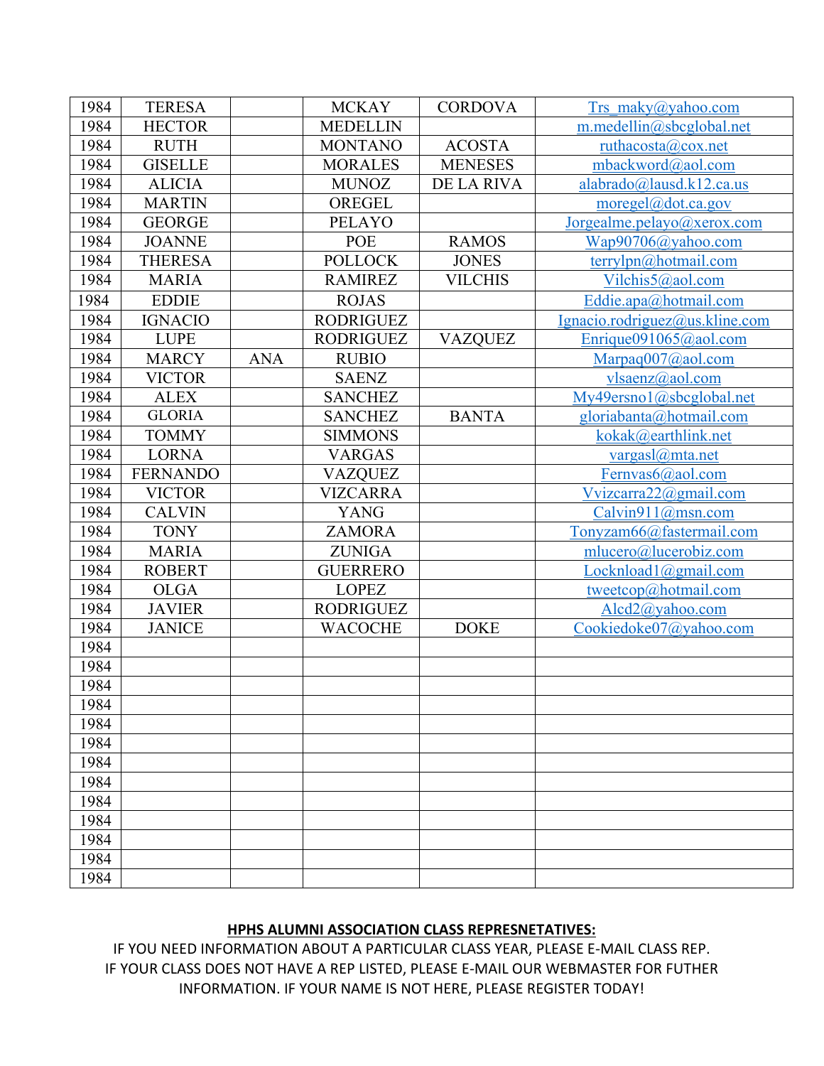| | | | | | |
|---|---|---|---|---|---|
| 1984 | TERESA | | MCKAY | CORDOVA | Trs_maky@yahoo.com |
| 1984 | HECTOR | | MEDELLIN | | m.medellin@sbcglobal.net |
| 1984 | RUTH | | MONTANO | ACOSTA | ruthacosta@cox.net |
| 1984 | GISELLE | | MORALES | MENESES | mbackword@aol.com |
| 1984 | ALICIA | | MUNOZ | DE LA RIVA | alabrado@lausd.k12.ca.us |
| 1984 | MARTIN | | OREGEL | | moregel@dot.ca.gov |
| 1984 | GEORGE | | PELAYO | | Jorgealme.pelayo@xerox.com |
| 1984 | JOANNE | | POE | RAMOS | Wap90706@yahoo.com |
| 1984 | THERESA | | POLLOCK | JONES | terrylpn@hotmail.com |
| 1984 | MARIA | | RAMIREZ | VILCHIS | Vilchis5@aol.com |
| 1984 | EDDIE | | ROJAS | | Eddie.apa@hotmail.com |
| 1984 | IGNACIO | | RODRIGUEZ | | Ignacio.rodriguez@us.kline.com |
| 1984 | LUPE | | RODRIGUEZ | VAZQUEZ | Enrique091065@aol.com |
| 1984 | MARCY | ANA | RUBIO | | Marpaq007@aol.com |
| 1984 | VICTOR | | SAENZ | | vlsaenz@aol.com |
| 1984 | ALEX | | SANCHEZ | | My49ersno1@sbcglobal.net |
| 1984 | GLORIA | | SANCHEZ | BANTA | gloriabanta@hotmail.com |
| 1984 | TOMMY | | SIMMONS | | kokak@earthlink.net |
| 1984 | LORNA | | VARGAS | | vargasl@mta.net |
| 1984 | FERNANDO | | VAZQUEZ | | Fernvas6@aol.com |
| 1984 | VICTOR | | VIZCARRA | | Vvizcarra22@gmail.com |
| 1984 | CALVIN | | YANG | | Calvin911@msn.com |
| 1984 | TONY | | ZAMORA | | Tonyzam66@fastermail.com |
| 1984 | MARIA | | ZUNIGA | | mlucero@lucerobiz.com |
| 1984 | ROBERT | | GUERRERO | | Locknload1@gmail.com |
| 1984 | OLGA | | LOPEZ | | tweetcop@hotmail.com |
| 1984 | JAVIER | | RODRIGUEZ | | Alcd2@yahoo.com |
| 1984 | JANICE | | WACOCHE | DOKE | Cookiedoke07@yahoo.com |
| 1984 | | | | | |
| 1984 | | | | | |
| 1984 | | | | | |
| 1984 | | | | | |
| 1984 | | | | | |
| 1984 | | | | | |
| 1984 | | | | | |
| 1984 | | | | | |
| 1984 | | | | | |
| 1984 | | | | | |
| 1984 | | | | | |
| 1984 | | | | | |
| 1984 | | | | | |

**HPHS ALUMNI ASSOCIATION CLASS REPRESNETATIVES:**

IF YOU NEED INFORMATION ABOUT A PARTICULAR CLASS YEAR, PLEASE E-MAIL CLASS REP.
IF YOUR CLASS DOES NOT HAVE A REP LISTED, PLEASE E-MAIL OUR WEBMASTER FOR FUTHER INFORMATION. IF YOUR NAME IS NOT HERE, PLEASE REGISTER TODAY!